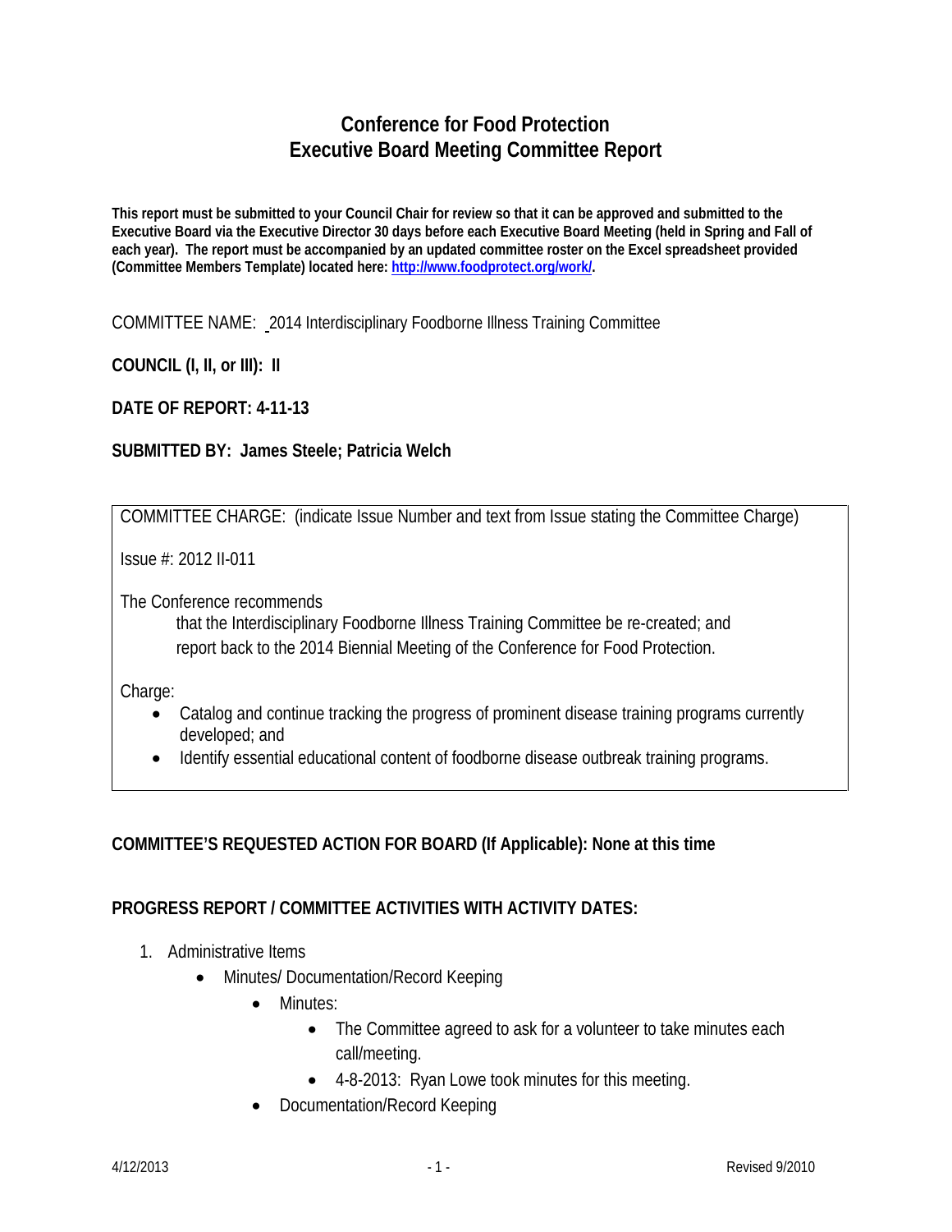# Conference for Food Protection
# Executive Board Meeting Committee Report

**This report must be submitted to your Council Chair for review so that it can be approved and submitted to the Executive Board via the Executive Director 30 days before each Executive Board Meeting (held in Spring and Fall of each year). The report must be accompanied by an updated committee roster on the Excel spreadsheet provided (Committee Members Template) located here: [http://www.foodprotect.org/work/](http://www.foodprotect.org/work/).**

COMMITTEE NAME: 2014 Interdisciplinary Foodborne Illness Training Committee

**COUNCIL (I, II, or III): II**

**DATE OF REPORT: 4-11-13**

**SUBMITTED BY: James Steele; Patricia Welch**

COMMITTEE CHARGE: (indicate Issue Number and text from Issue stating the Committee Charge)

Issue #: 2012 II-011

The Conference recommends

> that the Interdisciplinary Foodborne Illness Training Committee be re-created; and report back to the 2014 Biennial Meeting of the Conference for Food Protection.

Charge:

- Catalog and continue tracking the progress of prominent disease training programs currently developed; and
- Identify essential educational content of foodborne disease outbreak training programs.

**COMMITTEE'S REQUESTED ACTION FOR BOARD (If Applicable): None at this time**

**PROGRESS REPORT / COMMITTEE ACTIVITIES WITH ACTIVITY DATES:**

1. Administrative Items
   - Minutes/ Documentation/Record Keeping
     - Minutes:
       - The Committee agreed to ask for a volunteer to take minutes each call/meeting.
       - 4-8-2013: Ryan Lowe took minutes for this meeting.
     - Documentation/Record Keeping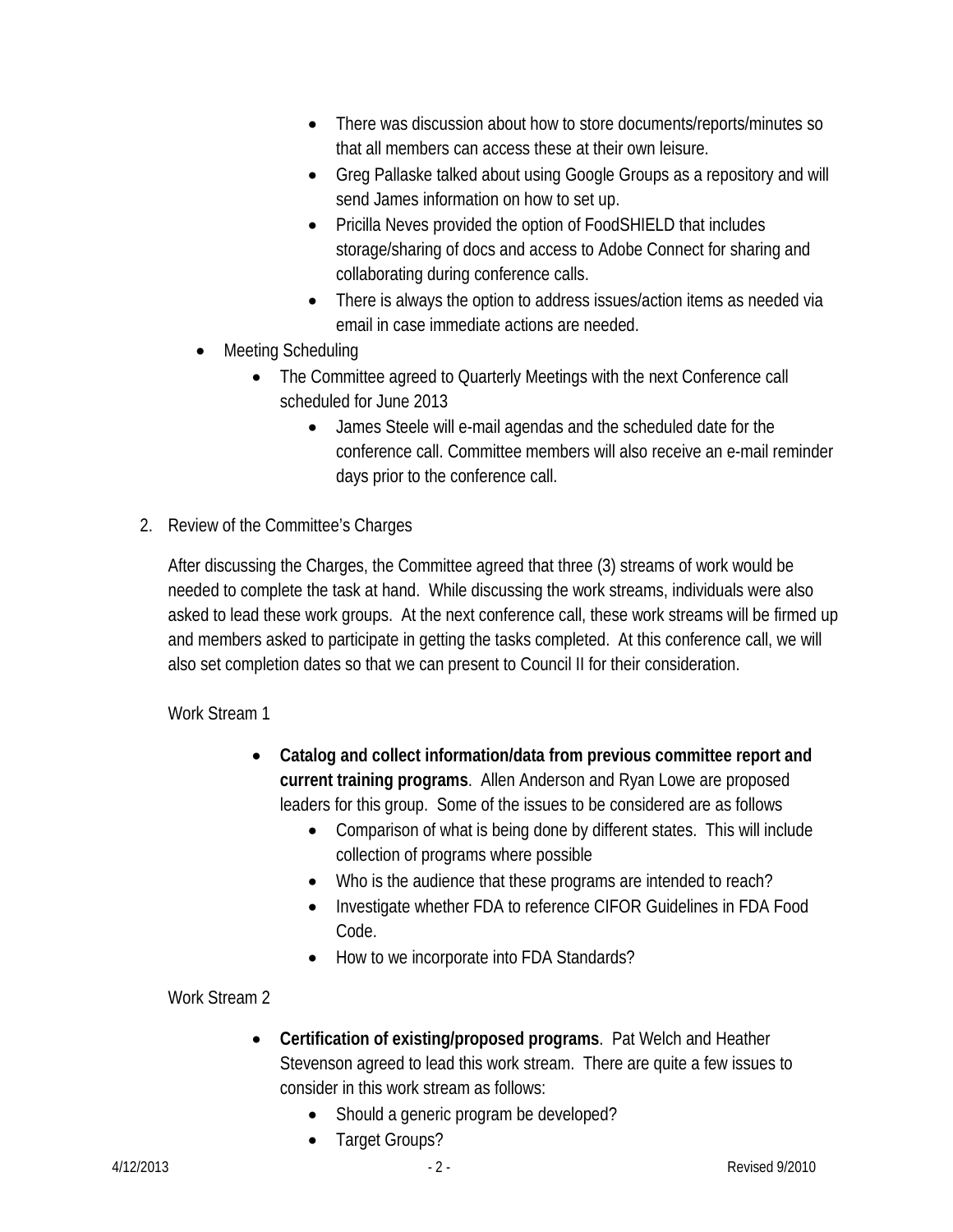- There was discussion about how to store documents/reports/minutes so that all members can access these at their own leisure.
- Greg Pallaske talked about using Google Groups as a repository and will send James information on how to set up.
- Pricilla Neves provided the option of FoodSHIELD that includes storage/sharing of docs and access to Adobe Connect for sharing and collaborating during conference calls.
- There is always the option to address issues/action items as needed via email in case immediate actions are needed.

- Meeting Scheduling
  - The Committee agreed to Quarterly Meetings with the next Conference call scheduled for June 2013
    - James Steele will e-mail agendas and the scheduled date for the conference call. Committee members will also receive an e-mail reminder days prior to the conference call.

2. Review of the Committee's Charges

After discussing the Charges, the Committee agreed that three (3) streams of work would be needed to complete the task at hand. While discussing the work streams, individuals were also asked to lead these work groups. At the next conference call, these work streams will be firmed up and members asked to participate in getting the tasks completed. At this conference call, we will also set completion dates so that we can present to Council II for their consideration.

Work Stream 1

- **Catalog and collect information/data from previous committee report and current training programs**. Allen Anderson and Ryan Lowe are proposed leaders for this group. Some of the issues to be considered are as follows
  - Comparison of what is being done by different states. This will include collection of programs where possible
  - Who is the audience that these programs are intended to reach?
  - Investigate whether FDA to reference CIFOR Guidelines in FDA Food Code.
  - How to we incorporate into FDA Standards?

Work Stream 2

- **Certification of existing/proposed programs**. Pat Welch and Heather Stevenson agreed to lead this work stream. There are quite a few issues to consider in this work stream as follows:
  - Should a generic program be developed?
  - Target Groups?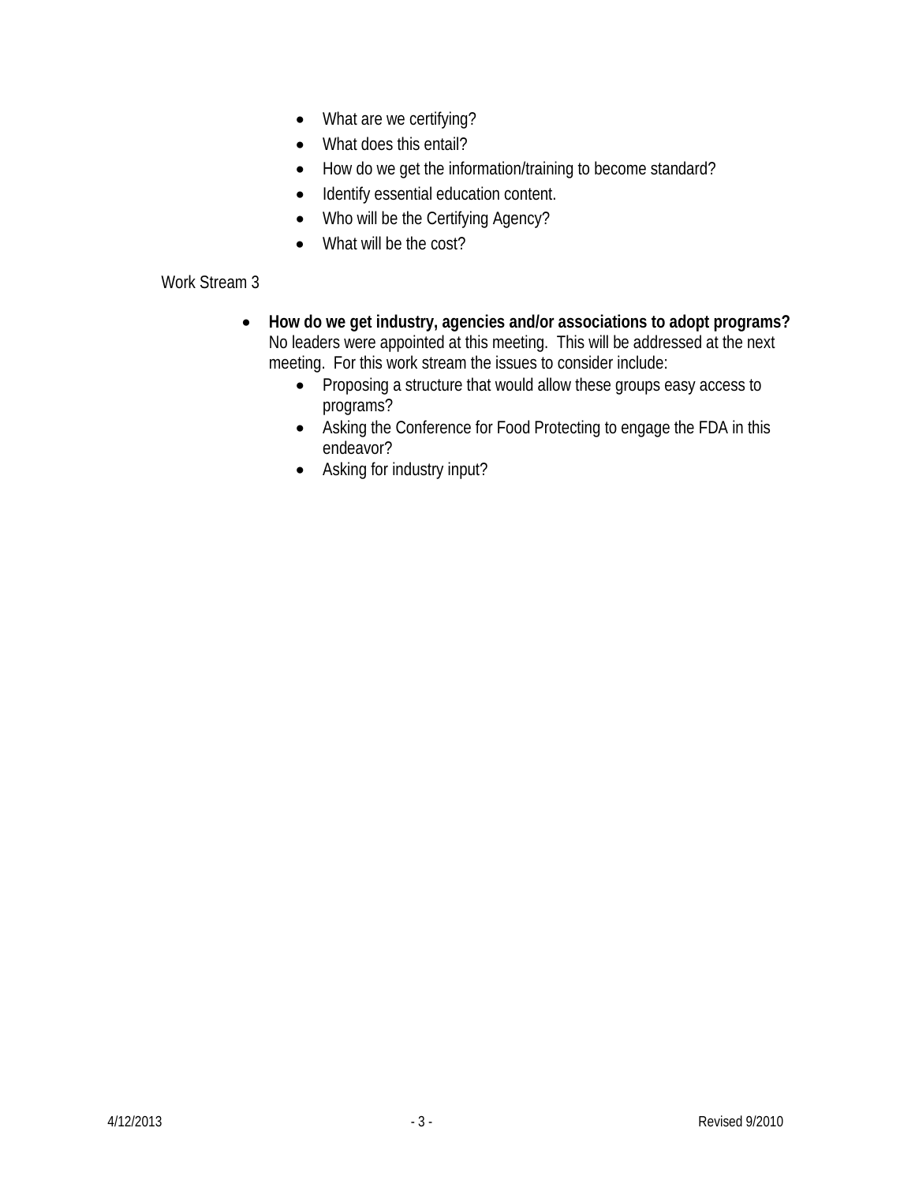- What are we certifying?
- What does this entail?
- How do we get the information/training to become standard?
- Identify essential education content.
- Who will be the Certifying Agency?
- What will be the cost?

Work Stream 3

- **How do we get industry, agencies and/or associations to adopt programs?** No leaders were appointed at this meeting. This will be addressed at the next meeting. For this work stream the issues to consider include:
  - Proposing a structure that would allow these groups easy access to programs?
  - Asking the Conference for Food Protecting to engage the FDA in this endeavor?
  - Asking for industry input?